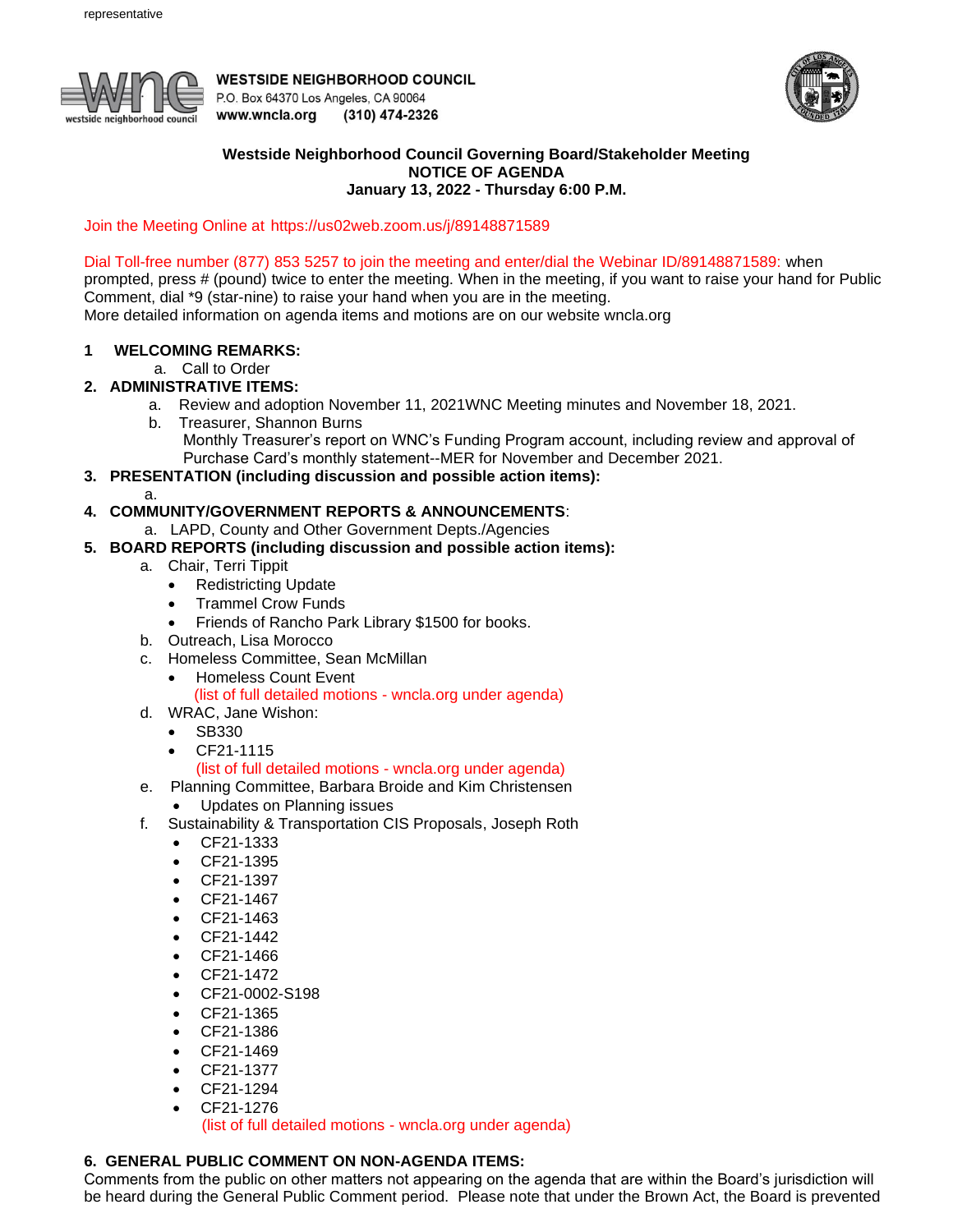representative

**WESTSIDE NEIGHBORHOOD COUNCIL**
P.O. Box 64370 Los Angeles, CA 90064
**www.wncla.org** **(310) 474-2326**

**Westside Neighborhood Council Governing Board/Stakeholder Meeting**
**NOTICE OF AGENDA**
**January 13, 2022 - Thursday 6:00 P.M.**

Join the Meeting Online at https://us02web.zoom.us/j/89148871589

Dial Toll-free number (877) 853 5257 to join the meeting and enter/dial the Webinar ID/89148871589: when prompted, press # (pound) twice to enter the meeting. When in the meeting, if you want to raise your hand for Public Comment, dial *9 (star-nine) to raise your hand when you are in the meeting.
More detailed information on agenda items and motions are on our website wncla.org

**1 WELCOMING REMARKS:**
   a. Call to Order

**2. ADMINISTRATIVE ITEMS:**
   a. Review and adoption November 11, 2021WNC Meeting minutes and November 18, 2021.
   b. Treasurer, Shannon Burns
      Monthly Treasurer's report on WNC's Funding Program account, including review and approval of Purchase Card's monthly statement--MER for November and December 2021.

**3. PRESENTATION (including discussion and possible action items):**
   a.

**4. COMMUNITY/GOVERNMENT REPORTS & ANNOUNCEMENTS**:
   a. LAPD, County and Other Government Depts./Agencies

**5. BOARD REPORTS (including discussion and possible action items):**
   a. Chair, Terri Tippit
      - Redistricting Update
      - Trammel Crow Funds
      - Friends of Rancho Park Library $1500 for books.
   b. Outreach, Lisa Morocco
   c. Homeless Committee, Sean McMillan
      - Homeless Count Event
      (list of full detailed motions - wncla.org under agenda)
   d. WRAC, Jane Wishon:
      - SB330
      - CF21-1115
      (list of full detailed motions - wncla.org under agenda)
   e. Planning Committee, Barbara Broide and Kim Christensen
      - Updates on Planning issues
   f. Sustainability & Transportation CIS Proposals, Joseph Roth
      - CF21-1333
      - CF21-1395
      - CF21-1397
      - CF21-1467
      - CF21-1463
      - CF21-1442
      - CF21-1466
      - CF21-1472
      - CF21-0002-S198
      - CF21-1365
      - CF21-1386
      - CF21-1469
      - CF21-1377
      - CF21-1294
      - CF21-1276
      (list of full detailed motions - wncla.org under agenda)

**6. GENERAL PUBLIC COMMENT ON NON-AGENDA ITEMS:**
Comments from the public on other matters not appearing on the agenda that are within the Board's jurisdiction will be heard during the General Public Comment period. Please note that under the Brown Act, the Board is prevented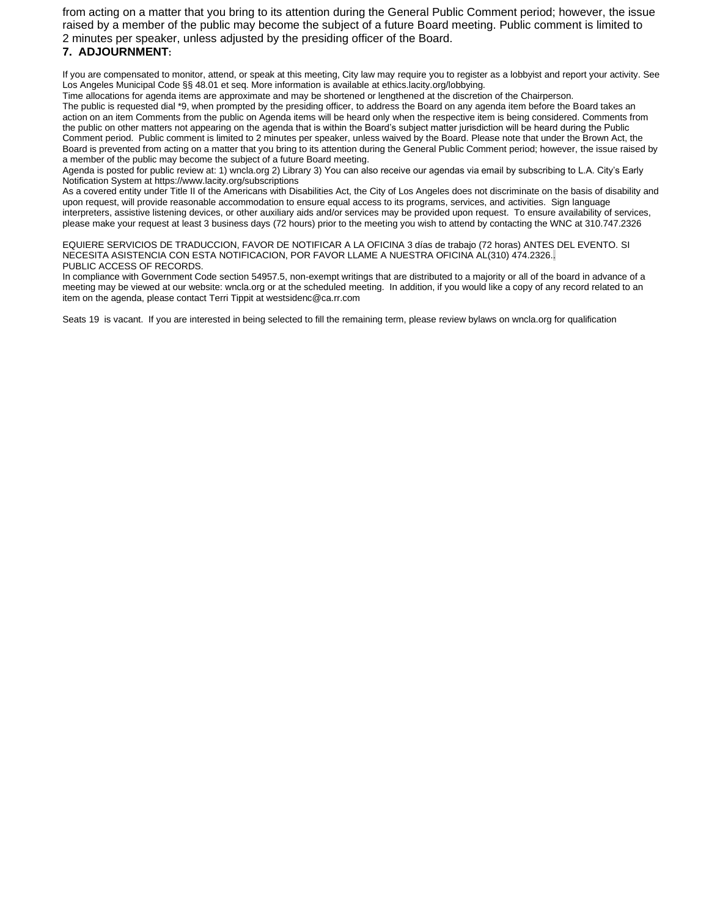from acting on a matter that you bring to its attention during the General Public Comment period; however, the issue raised by a member of the public may become the subject of a future Board meeting. Public comment is limited to 2 minutes per speaker, unless adjusted by the presiding officer of the Board.

**7. ADJOURNMENT**:

If you are compensated to monitor, attend, or speak at this meeting, City law may require you to register as a lobbyist and report your activity. See Los Angeles Municipal Code §§ 48.01 et seq. More information is available at ethics.lacity.org/lobbying.
Time allocations for agenda items are approximate and may be shortened or lengthened at the discretion of the Chairperson.
The public is requested dial *9, when prompted by the presiding officer, to address the Board on any agenda item before the Board takes an action on an item Comments from the public on Agenda items will be heard only when the respective item is being considered. Comments from the public on other matters not appearing on the agenda that is within the Board's subject matter jurisdiction will be heard during the Public Comment period. Public comment is limited to 2 minutes per speaker, unless waived by the Board. Please note that under the Brown Act, the Board is prevented from acting on a matter that you bring to its attention during the General Public Comment period; however, the issue raised by a member of the public may become the subject of a future Board meeting.
Agenda is posted for public review at: 1) wncla.org 2) Library 3) You can also receive our agendas via email by subscribing to L.A. City's Early Notification System at https://www.lacity.org/subscriptions
As a covered entity under Title II of the Americans with Disabilities Act, the City of Los Angeles does not discriminate on the basis of disability and upon request, will provide reasonable accommodation to ensure equal access to its programs, services, and activities. Sign language interpreters, assistive listening devices, or other auxiliary aids and/or services may be provided upon request. To ensure availability of services, please make your request at least 3 business days (72 hours) prior to the meeting you wish to attend by contacting the WNC at 310.747.2326

EQUIERE SERVICIOS DE TRADUCCION, FAVOR DE NOTIFICAR A LA OFICINA 3 días de trabajo (72 horas) ANTES DEL EVENTO. SI NECESITA ASISTENCIA CON ESTA NOTIFICACION, POR FAVOR LLAME A NUESTRA OFICINA AL(310) 474.2326..
PUBLIC ACCESS OF RECORDS.
In compliance with Government Code section 54957.5, non-exempt writings that are distributed to a majority or all of the board in advance of a meeting may be viewed at our website: wncla.org or at the scheduled meeting. In addition, if you would like a copy of any record related to an item on the agenda, please contact Terri Tippit at westsidenc@ca.rr.com

Seats 19 is vacant. If you are interested in being selected to fill the remaining term, please review bylaws on wncla.org for qualification